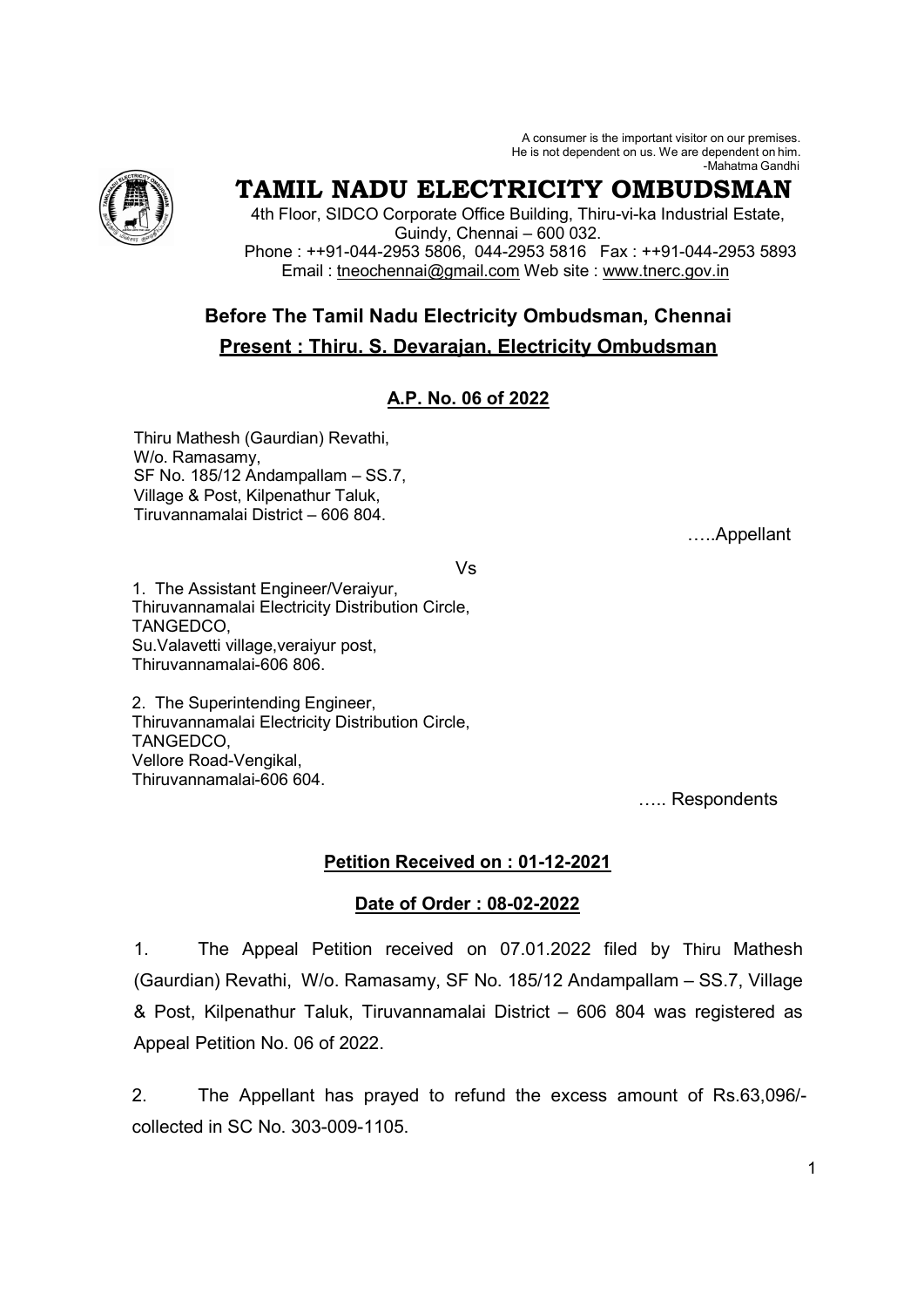A consumer is the important visitor on our premises.
He is not dependent on us. We are dependent on him.
-Mahatma Gandhi

# TAMIL NADU ELECTRICITY OMBUDSMAN

4th Floor, SIDCO Corporate Office Building, Thiru-vi-ka Industrial Estate, Guindy, Chennai – 600 032.
Phone : ++91-044-2953 5806, 044-2953 5816 Fax : ++91-044-2953 5893
Email : tneochennai@gmail.com Web site : www.tnerc.gov.in

## Before The Tamil Nadu Electricity Ombudsman, Chennai

**Present : Thiru. S. Devarajan, Electricity Ombudsman**

**A.P. No. 06 of 2022**

Thiru Mathesh (Gaurdian) Revathi,
W/o. Ramasamy,
SF No. 185/12 Andampallam – SS.7,
Village & Post, Kilpenathur Taluk,
Tiruvannamalai District – 606 804.

…..Appellant

Vs

1. The Assistant Engineer/Veraiyur,
Thiruvannamalai Electricity Distribution Circle,
TANGEDCO,
Su.Valavetti village,veraiyur post,
Thiruvannamalai-606 806.

2. The Superintending Engineer,
Thiruvannamalai Electricity Distribution Circle,
TANGEDCO,
Vellore Road-Vengikal,
Thiruvannamalai-606 604.

….. Respondents

**Petition Received on : 01-12-2021**

**Date of Order : 08-02-2022**

1. The Appeal Petition received on 07.01.2022 filed by Thiru Mathesh (Gaurdian) Revathi, W/o. Ramasamy, SF No. 185/12 Andampallam – SS.7, Village & Post, Kilpenathur Taluk, Tiruvannamalai District – 606 804 was registered as Appeal Petition No. 06 of 2022.

2. The Appellant has prayed to refund the excess amount of Rs.63,096/- collected in SC No. 303-009-1105.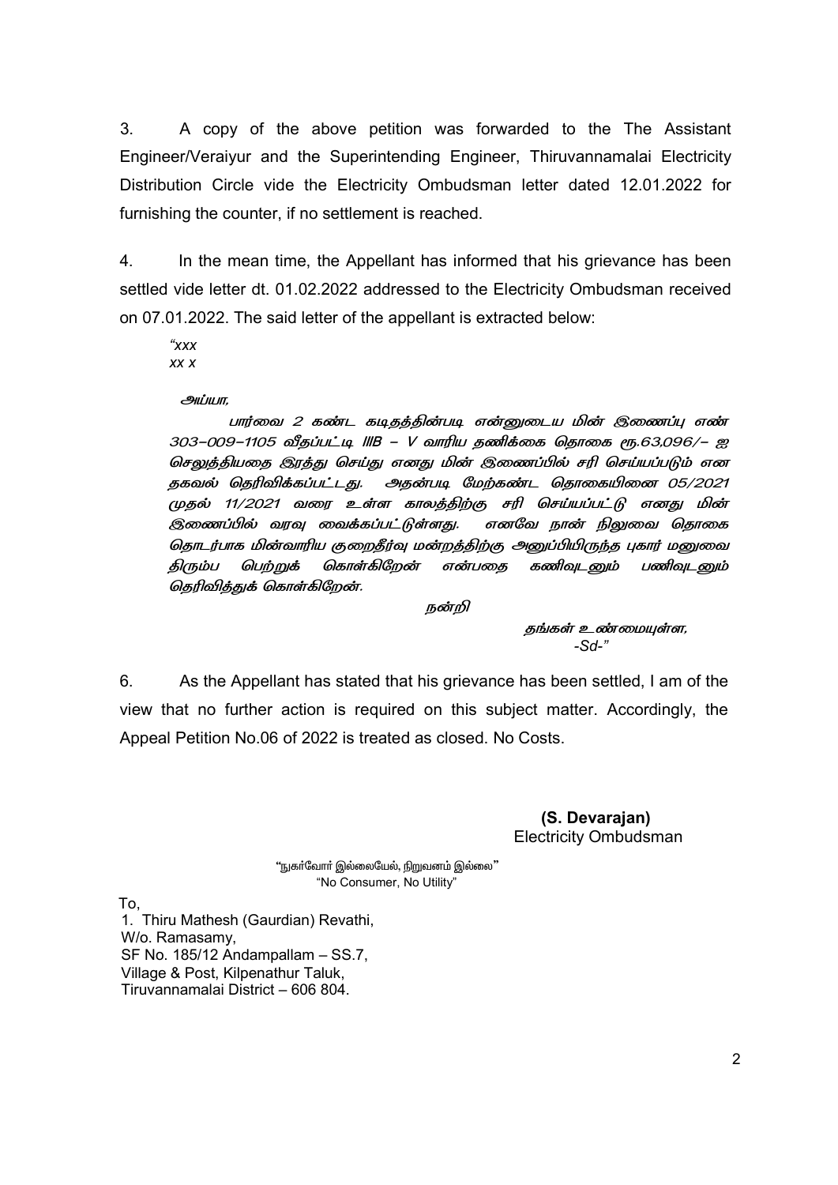3. A copy of the above petition was forwarded to the The Assistant Engineer/Veraiyur and the Superintending Engineer, Thiruvannamalai Electricity Distribution Circle vide the Electricity Ombudsman letter dated 12.01.2022 for furnishing the counter, if no settlement is reached.

4. In the mean time, the Appellant has informed that his grievance has been settled vide letter dt. 01.02.2022 addressed to the Electricity Ombudsman received on 07.01.2022. The said letter of the appellant is extracted below:

> *"xxx*
> *xx x*
>
> *அய்யா,*
>
> *பார்வை 2 கண்ட கடிதத்தின்படி என்னுடைய மின் இணைப்பு எண் 303-009-1105 வீதப்பட்டி IIIB – V வாரிய தணிக்கை தொகை ரூ.63,096/- ஐ செலுத்தியதை இரத்து செய்து எனது மின் இணைப்பில் சரி செய்யப்படும் என தகவல் தெரிவிக்கப்பட்டது. அதன்படி மேற்கண்ட தொகையினை 05/2021 முதல் 11/2021 வரை உள்ள காலத்திற்கு சரி செய்யப்பட்டு எனது மின் இணைப்பில் வரவு வைக்கப்பட்டுள்ளது. எனவே நான் நிலுவை தொகை தொடர்பாக மின்வாரிய குறைதீர்வு மன்றத்திற்கு அனுப்பியிருந்த புகார் மனுவை திரும்ப பெற்றுக் கொள்கிறேன் என்பதை கனிவுடனும் பணிவுடனும் தெரிவித்துக் கொள்கிறேன்.*
>
> *நன்றி*
>
> *தங்கள் உண்மையுள்ள,*
> *-Sd-"*

6. As the Appellant has stated that his grievance has been settled, I am of the view that no further action is required on this subject matter. Accordingly, the Appeal Petition No.06 of 2022 is treated as closed. No Costs.

**(S. Devarajan)**
Electricity Ombudsman

"நுகர்வோர் இல்லையேல், நிறுவனம் இல்லை"
"No Consumer, No Utility"

To,

1. Thiru Mathesh (Gaurdian) Revathi,
W/o. Ramasamy,
SF No. 185/12 Andampallam – SS.7,
Village & Post, Kilpenathur Taluk,
Tiruvannamalai District – 606 804.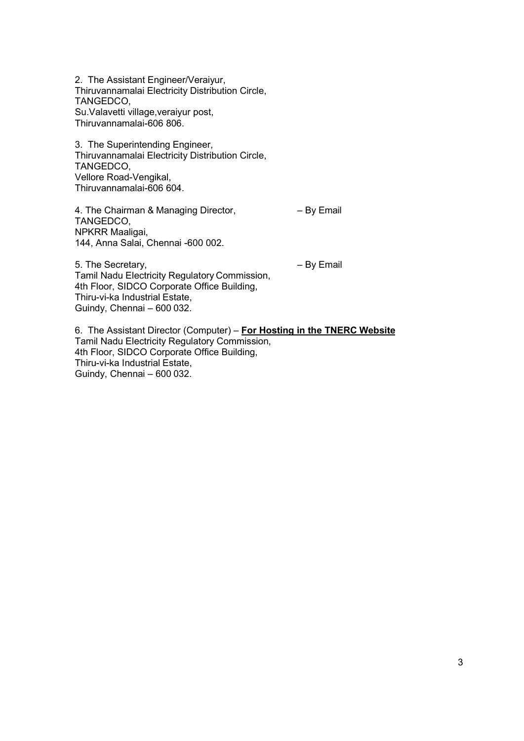2. The Assistant Engineer/Veraiyur,
Thiruvannamalai Electricity Distribution Circle,
TANGEDCO,
Su.Valavetti village,veraiyur post,
Thiruvannamalai-606 806.

3. The Superintending Engineer,
Thiruvannamalai Electricity Distribution Circle,
TANGEDCO,
Vellore Road-Vengikal,
Thiruvannamalai-606 604.

4. The Chairman & Managing Director, – By Email
TANGEDCO,
NPKRR Maaligai,
144, Anna Salai, Chennai -600 002.

5. The Secretary, – By Email
Tamil Nadu Electricity Regulatory Commission,
4th Floor, SIDCO Corporate Office Building,
Thiru-vi-ka Industrial Estate,
Guindy, Chennai – 600 032.

6. The Assistant Director (Computer) – **For Hosting in the TNERC Website**
Tamil Nadu Electricity Regulatory Commission,
4th Floor, SIDCO Corporate Office Building,
Thiru-vi-ka Industrial Estate,
Guindy, Chennai – 600 032.